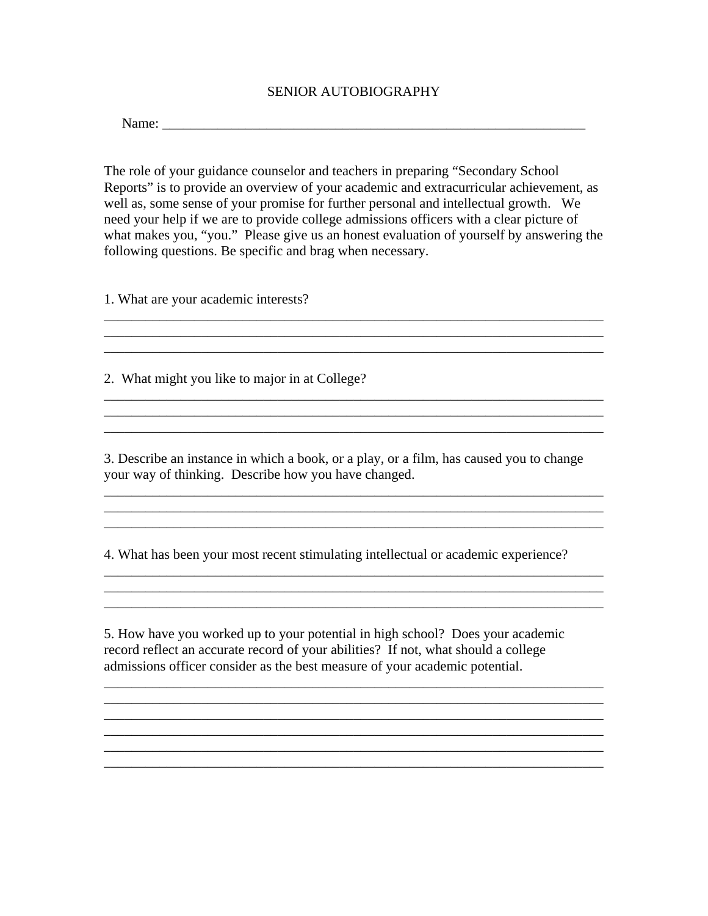# SENIOR AUTOBIOGRAPHY

Name: _______________________________________________________________

The role of your guidance counselor and teachers in preparing "Secondary School Reports" is to provide an overview of your academic and extracurricular achievement, as well as, some sense of your promise for further personal and intellectual growth. We need your help if we are to provide college admissions officers with a clear picture of what makes you, "you." Please give us an honest evaluation of yourself by answering the following questions. Be specific and brag when necessary.

1. What are your academic interests?

___________________________________________________________________________
___________________________________________________________________________
___________________________________________________________________________

2. What might you like to major in at College?

___________________________________________________________________________
___________________________________________________________________________
___________________________________________________________________________

3. Describe an instance in which a book, or a play, or a film, has caused you to change your way of thinking. Describe how you have changed.

___________________________________________________________________________
___________________________________________________________________________
___________________________________________________________________________

4. What has been your most recent stimulating intellectual or academic experience?

___________________________________________________________________________
___________________________________________________________________________
___________________________________________________________________________

5. How have you worked up to your potential in high school? Does your academic record reflect an accurate record of your abilities? If not, what should a college admissions officer consider as the best measure of your academic potential.

___________________________________________________________________________
___________________________________________________________________________
___________________________________________________________________________
___________________________________________________________________________
___________________________________________________________________________
___________________________________________________________________________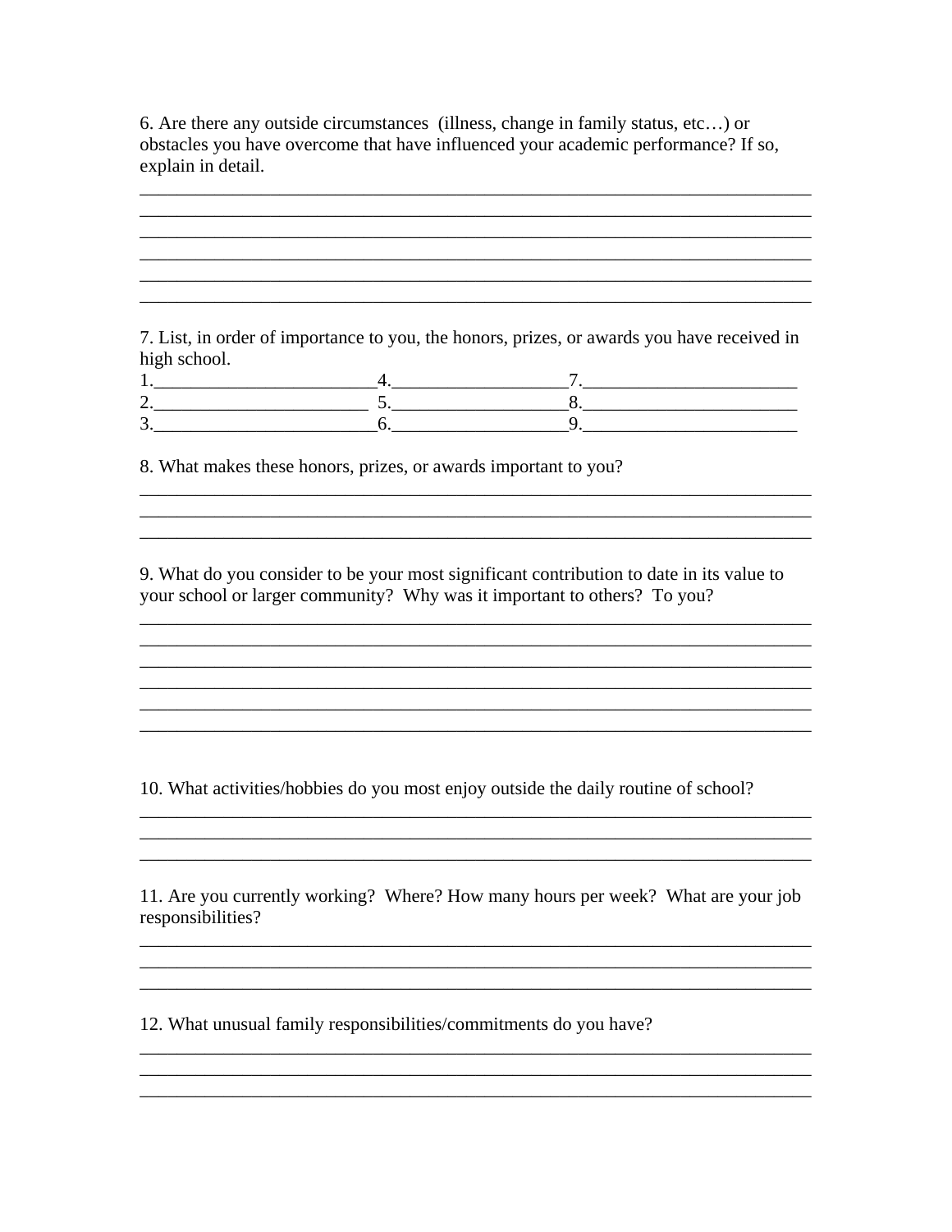6. Are there any outside circumstances (illness, change in family status, etc…) or obstacles you have overcome that have influenced your academic performance? If so, explain in detail.

______________________________________________________________________________
______________________________________________________________________________
______________________________________________________________________________
______________________________________________________________________________
______________________________________________________________________________
______________________________________________________________________________

7. List, in order of importance to you, the honors, prizes, or awards you have received in high school.

1.________________________ 4.__________________ 7.______________________
2.________________________ 5.__________________ 8.______________________
3.________________________ 6.__________________ 9.______________________

8. What makes these honors, prizes, or awards important to you?

______________________________________________________________________________
______________________________________________________________________________
______________________________________________________________________________

9. What do you consider to be your most significant contribution to date in its value to your school or larger community? Why was it important to others? To you?

______________________________________________________________________________
______________________________________________________________________________
______________________________________________________________________________
______________________________________________________________________________
______________________________________________________________________________
______________________________________________________________________________

10. What activities/hobbies do you most enjoy outside the daily routine of school?

______________________________________________________________________________
______________________________________________________________________________
______________________________________________________________________________

11. Are you currently working? Where? How many hours per week? What are your job responsibilities?

______________________________________________________________________________
______________________________________________________________________________
______________________________________________________________________________

12. What unusual family responsibilities/commitments do you have?

______________________________________________________________________________
______________________________________________________________________________
______________________________________________________________________________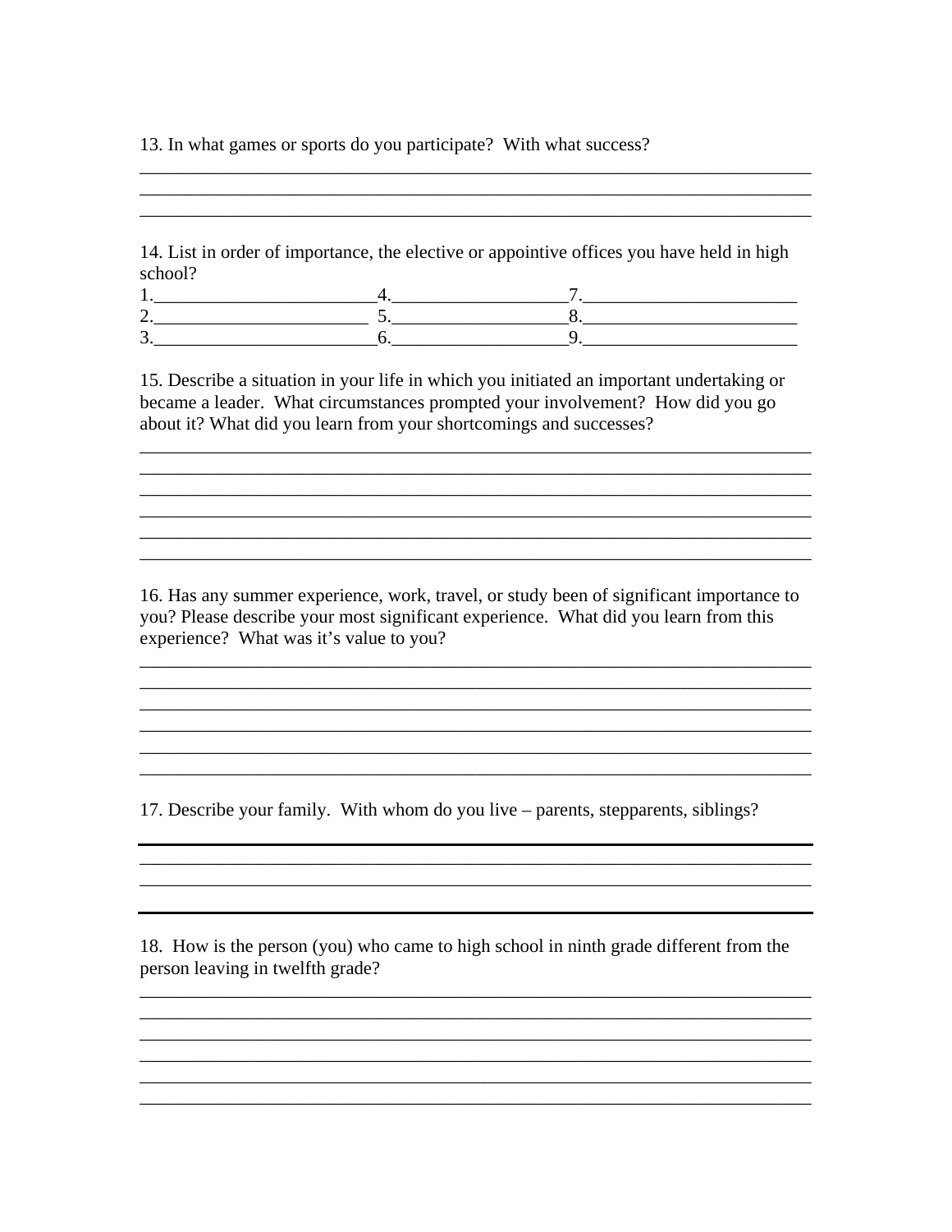13. In what games or sports do you participate?  With what success?

___________________________________________________________________________
___________________________________________________________________________
___________________________________________________________________________

14. List in order of importance, the elective or appointive offices you have held in high school?

1.________________________ 4.___________________ 7.______________________
2.________________________ 5.___________________ 8.______________________
3.________________________ 6.___________________ 9.______________________

15. Describe a situation in your life in which you initiated an important undertaking or became a leader.  What circumstances prompted your involvement?  How did you go about it? What did you learn from your shortcomings and successes?

___________________________________________________________________________
___________________________________________________________________________
___________________________________________________________________________
___________________________________________________________________________
___________________________________________________________________________
___________________________________________________________________________

16. Has any summer experience, work, travel, or study been of significant importance to you? Please describe your most significant experience.  What did you learn from this experience?  What was it's value to you?

___________________________________________________________________________
___________________________________________________________________________
___________________________________________________________________________
___________________________________________________________________________
___________________________________________________________________________
___________________________________________________________________________

17. Describe your family.  With whom do you live – parents, stepparents, siblings?

___________________________________________________________________________
___________________________________________________________________________
___________________________________________________________________________
___________________________________________________________________________

18.  How is the person (you) who came to high school in ninth grade different from the person leaving in twelfth grade?

___________________________________________________________________________
___________________________________________________________________________
___________________________________________________________________________
___________________________________________________________________________
___________________________________________________________________________
___________________________________________________________________________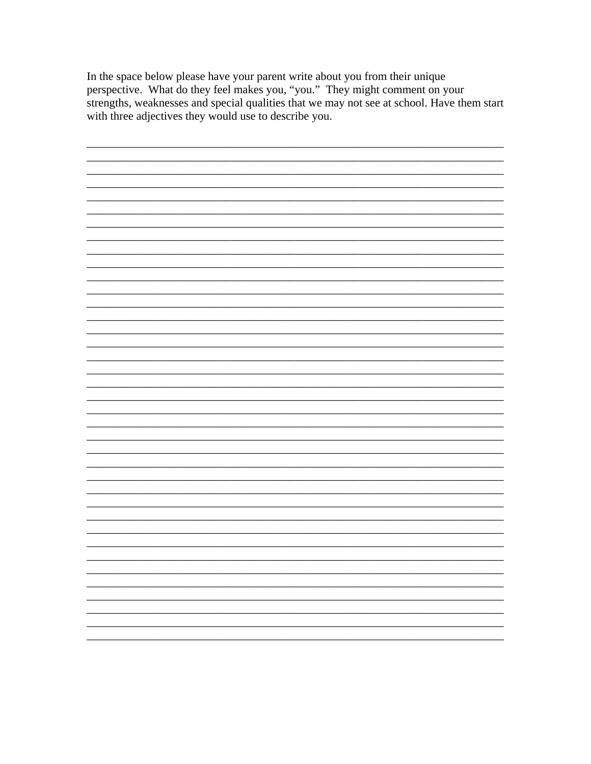In the space below please have your parent write about you from their unique perspective. What do they feel makes you, "you." They might comment on your strengths, weaknesses and special qualities that we may not see at school. Have them start with three adjectives they would use to describe you.

_______________________________________________________________________________
_______________________________________________________________________________
_______________________________________________________________________________
_______________________________________________________________________________
_______________________________________________________________________________
_______________________________________________________________________________
_______________________________________________________________________________
_______________________________________________________________________________
_______________________________________________________________________________
_______________________________________________________________________________
_______________________________________________________________________________
_______________________________________________________________________________
_______________________________________________________________________________
_______________________________________________________________________________
_______________________________________________________________________________
_______________________________________________________________________________
_______________________________________________________________________________
_______________________________________________________________________________
_______________________________________________________________________________
_______________________________________________________________________________
_______________________________________________________________________________
_______________________________________________________________________________
_______________________________________________________________________________
_______________________________________________________________________________
_______________________________________________________________________________
_______________________________________________________________________________
_______________________________________________________________________________
_______________________________________________________________________________
_______________________________________________________________________________
_______________________________________________________________________________
_______________________________________________________________________________
_______________________________________________________________________________
_______________________________________________________________________________
_______________________________________________________________________________
_______________________________________________________________________________
_______________________________________________________________________________
_______________________________________________________________________________
_______________________________________________________________________________